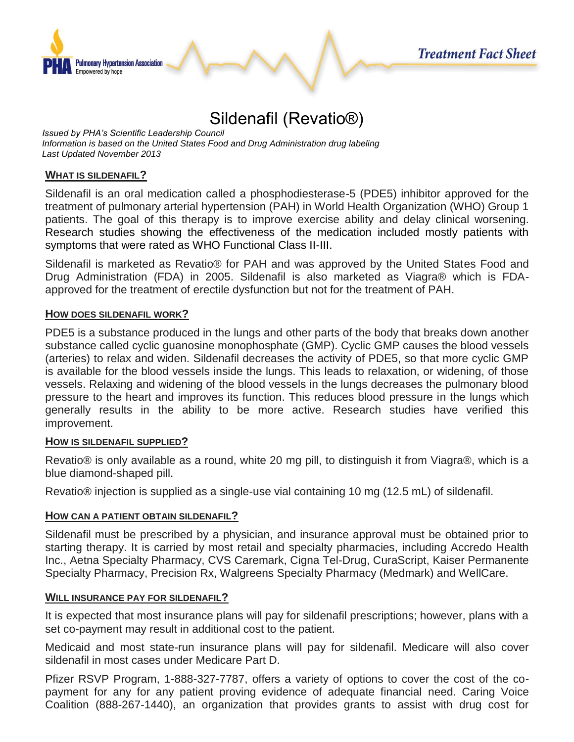PHA Pulmonary Hypertension Association
Empowered by hope

*Treatment Fact Sheet*

# Sildenafil (Revatio®)

*Issued by PHA's Scientific Leadership Council*
*Information is based on the United States Food and Drug Administration drug labeling*
*Last Updated November 2013*

## WHAT IS SILDENAFIL?

Sildenafil is an oral medication called a phosphodiesterase-5 (PDE5) inhibitor approved for the treatment of pulmonary arterial hypertension (PAH) in World Health Organization (WHO) Group 1 patients. The goal of this therapy is to improve exercise ability and delay clinical worsening. Research studies showing the effectiveness of the medication included mostly patients with symptoms that were rated as WHO Functional Class II-III.

Sildenafil is marketed as Revatio® for PAH and was approved by the United States Food and Drug Administration (FDA) in 2005. Sildenafil is also marketed as Viagra® which is FDA-approved for the treatment of erectile dysfunction but not for the treatment of PAH.

## HOW DOES SILDENAFIL WORK?

PDE5 is a substance produced in the lungs and other parts of the body that breaks down another substance called cyclic guanosine monophosphate (GMP). Cyclic GMP causes the blood vessels (arteries) to relax and widen. Sildenafil decreases the activity of PDE5, so that more cyclic GMP is available for the blood vessels inside the lungs. This leads to relaxation, or widening, of those vessels. Relaxing and widening of the blood vessels in the lungs decreases the pulmonary blood pressure to the heart and improves its function. This reduces blood pressure in the lungs which generally results in the ability to be more active. Research studies have verified this improvement.

## HOW IS SILDENAFIL SUPPLIED?

Revatio® is only available as a round, white 20 mg pill, to distinguish it from Viagra®, which is a blue diamond-shaped pill.

Revatio® injection is supplied as a single-use vial containing 10 mg (12.5 mL) of sildenafil.

## HOW CAN A PATIENT OBTAIN SILDENAFIL?

Sildenafil must be prescribed by a physician, and insurance approval must be obtained prior to starting therapy. It is carried by most retail and specialty pharmacies, including Accredo Health Inc., Aetna Specialty Pharmacy, CVS Caremark, Cigna Tel-Drug, CuraScript, Kaiser Permanente Specialty Pharmacy, Precision Rx, Walgreens Specialty Pharmacy (Medmark) and WellCare.

## WILL INSURANCE PAY FOR SILDENAFIL?

It is expected that most insurance plans will pay for sildenafil prescriptions; however, plans with a set co-payment may result in additional cost to the patient.

Medicaid and most state-run insurance plans will pay for sildenafil. Medicare will also cover sildenafil in most cases under Medicare Part D.

Pfizer RSVP Program, 1-888-327-7787, offers a variety of options to cover the cost of the co-payment for any for any patient proving evidence of adequate financial need. Caring Voice Coalition (888-267-1440), an organization that provides grants to assist with drug cost for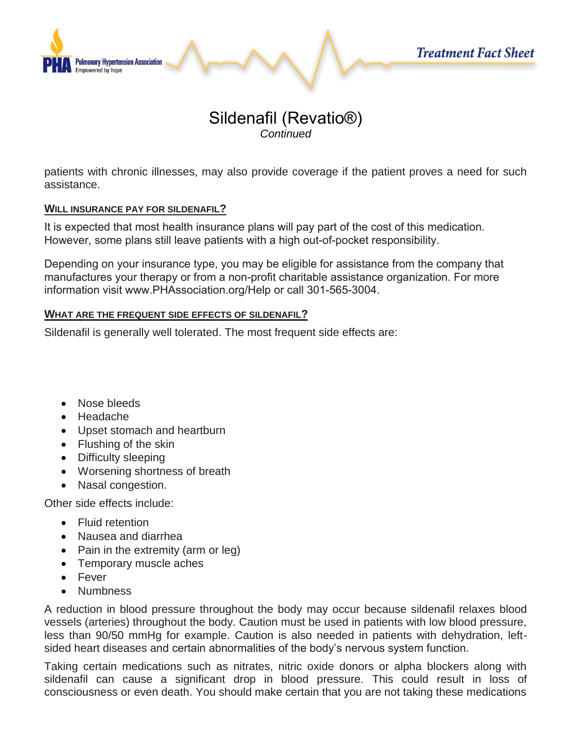# Sildenafil (Revatio®)

*Continued*

patients with chronic illnesses, may also provide coverage if the patient proves a need for such assistance.

## WILL INSURANCE PAY FOR SILDENAFIL?

It is expected that most health insurance plans will pay part of the cost of this medication. However, some plans still leave patients with a high out-of-pocket responsibility.

Depending on your insurance type, you may be eligible for assistance from the company that manufactures your therapy or from a non-profit charitable assistance organization. For more information visit www.PHAssociation.org/Help or call 301-565-3004.

## WHAT ARE THE FREQUENT SIDE EFFECTS OF SILDENAFIL?

Sildenafil is generally well tolerated. The most frequent side effects are:

- Nose bleeds
- Headache
- Upset stomach and heartburn
- Flushing of the skin
- Difficulty sleeping
- Worsening shortness of breath
- Nasal congestion.

Other side effects include:

- Fluid retention
- Nausea and diarrhea
- Pain in the extremity (arm or leg)
- Temporary muscle aches
- Fever
- Numbness

A reduction in blood pressure throughout the body may occur because sildenafil relaxes blood vessels (arteries) throughout the body. Caution must be used in patients with low blood pressure, less than 90/50 mmHg for example. Caution is also needed in patients with dehydration, left-sided heart diseases and certain abnormalities of the body's nervous system function.

Taking certain medications such as nitrates, nitric oxide donors or alpha blockers along with sildenafil can cause a significant drop in blood pressure. This could result in loss of consciousness or even death. You should make certain that you are not taking these medications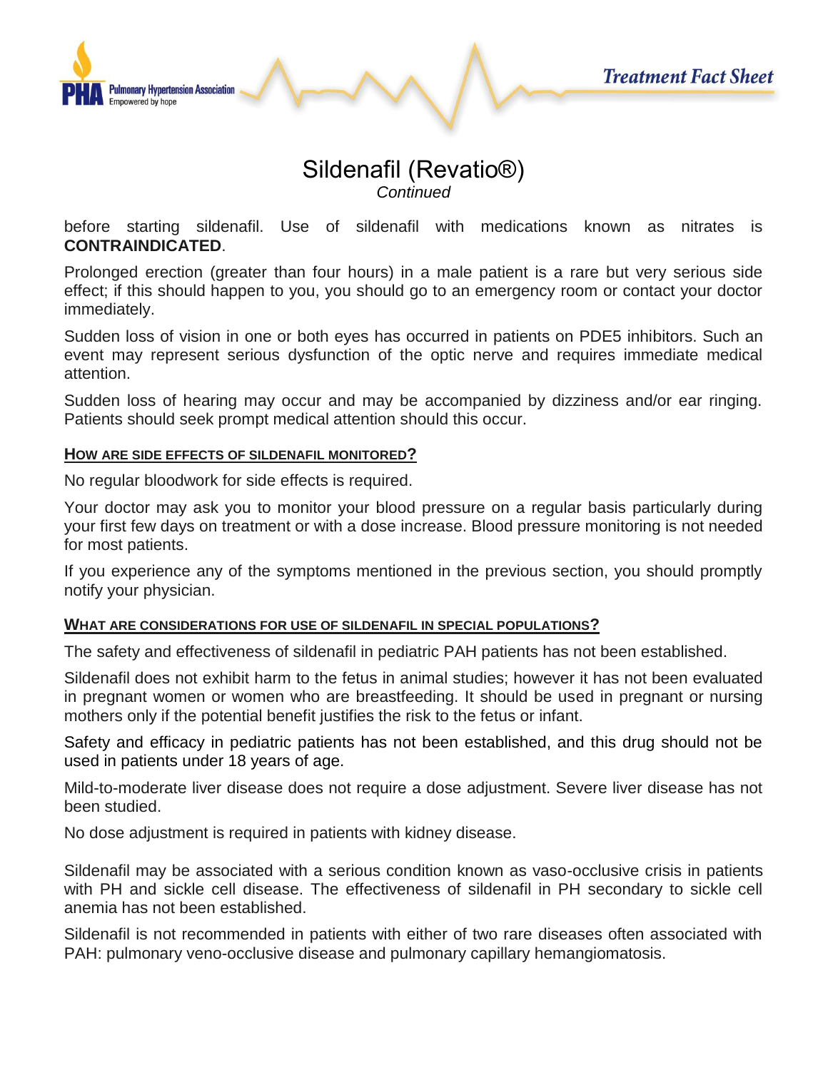# Sildenafil (Revatio®)

*Continued*

before starting sildenafil. Use of sildenafil with medications known as nitrates is **CONTRAINDICATED**.

Prolonged erection (greater than four hours) in a male patient is a rare but very serious side effect; if this should happen to you, you should go to an emergency room or contact your doctor immediately.

Sudden loss of vision in one or both eyes has occurred in patients on PDE5 inhibitors. Such an event may represent serious dysfunction of the optic nerve and requires immediate medical attention.

Sudden loss of hearing may occur and may be accompanied by dizziness and/or ear ringing. Patients should seek prompt medical attention should this occur.

## HOW ARE SIDE EFFECTS OF SILDENAFIL MONITORED?

No regular bloodwork for side effects is required.

Your doctor may ask you to monitor your blood pressure on a regular basis particularly during your first few days on treatment or with a dose increase. Blood pressure monitoring is not needed for most patients.

If you experience any of the symptoms mentioned in the previous section, you should promptly notify your physician.

## WHAT ARE CONSIDERATIONS FOR USE OF SILDENAFIL IN SPECIAL POPULATIONS?

The safety and effectiveness of sildenafil in pediatric PAH patients has not been established.

Sildenafil does not exhibit harm to the fetus in animal studies; however it has not been evaluated in pregnant women or women who are breastfeeding. It should be used in pregnant or nursing mothers only if the potential benefit justifies the risk to the fetus or infant.

Safety and efficacy in pediatric patients has not been established, and this drug should not be used in patients under 18 years of age.

Mild-to-moderate liver disease does not require a dose adjustment. Severe liver disease has not been studied.

No dose adjustment is required in patients with kidney disease.

Sildenafil may be associated with a serious condition known as vaso-occlusive crisis in patients with PH and sickle cell disease. The effectiveness of sildenafil in PH secondary to sickle cell anemia has not been established.

Sildenafil is not recommended in patients with either of two rare diseases often associated with PAH: pulmonary veno-occlusive disease and pulmonary capillary hemangiomatosis.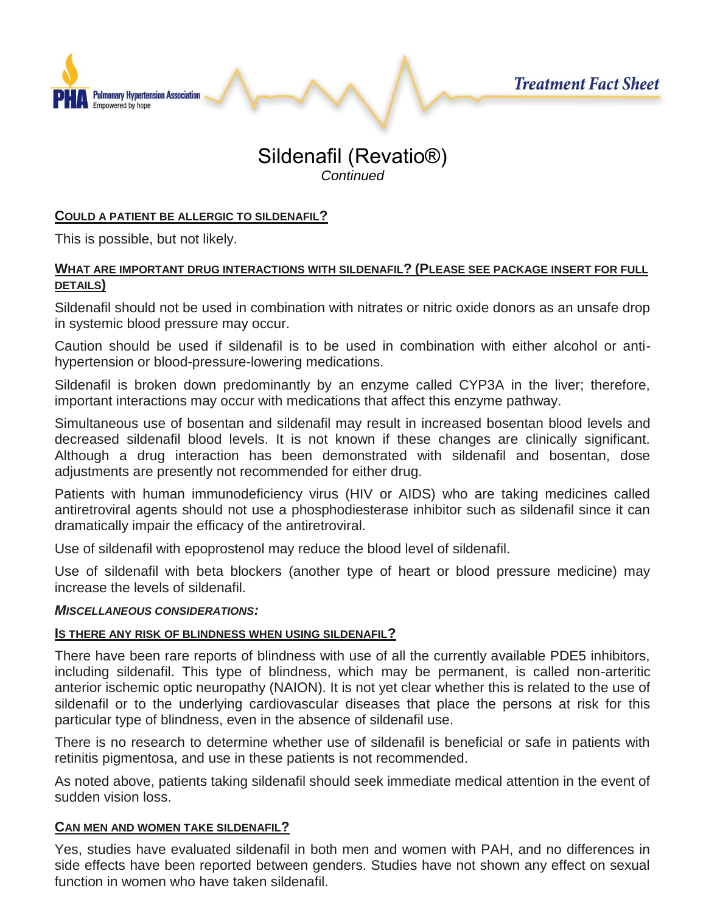# Sildenafil (Revatio®)

*Continued*

## Could a patient be allergic to sildenafil?

This is possible, but not likely.

## What are important drug interactions with sildenafil? (Please see package insert for full details)

Sildenafil should not be used in combination with nitrates or nitric oxide donors as an unsafe drop in systemic blood pressure may occur.

Caution should be used if sildenafil is to be used in combination with either alcohol or anti-hypertension or blood-pressure-lowering medications.

Sildenafil is broken down predominantly by an enzyme called CYP3A in the liver; therefore, important interactions may occur with medications that affect this enzyme pathway.

Simultaneous use of bosentan and sildenafil may result in increased bosentan blood levels and decreased sildenafil blood levels. It is not known if these changes are clinically significant. Although a drug interaction has been demonstrated with sildenafil and bosentan, dose adjustments are presently not recommended for either drug.

Patients with human immunodeficiency virus (HIV or AIDS) who are taking medicines called antiretroviral agents should not use a phosphodiesterase inhibitor such as sildenafil since it can dramatically impair the efficacy of the antiretroviral.

Use of sildenafil with epoprostenol may reduce the blood level of sildenafil.

Use of sildenafil with beta blockers (another type of heart or blood pressure medicine) may increase the levels of sildenafil.

***Miscellaneous considerations:***

## Is there any risk of blindness when using sildenafil?

There have been rare reports of blindness with use of all the currently available PDE5 inhibitors, including sildenafil. This type of blindness, which may be permanent, is called non-arteritic anterior ischemic optic neuropathy (NAION). It is not yet clear whether this is related to the use of sildenafil or to the underlying cardiovascular diseases that place the persons at risk for this particular type of blindness, even in the absence of sildenafil use.

There is no research to determine whether use of sildenafil is beneficial or safe in patients with retinitis pigmentosa, and use in these patients is not recommended.

As noted above, patients taking sildenafil should seek immediate medical attention in the event of sudden vision loss.

## Can men and women take sildenafil?

Yes, studies have evaluated sildenafil in both men and women with PAH, and no differences in side effects have been reported between genders. Studies have not shown any effect on sexual function in women who have taken sildenafil.